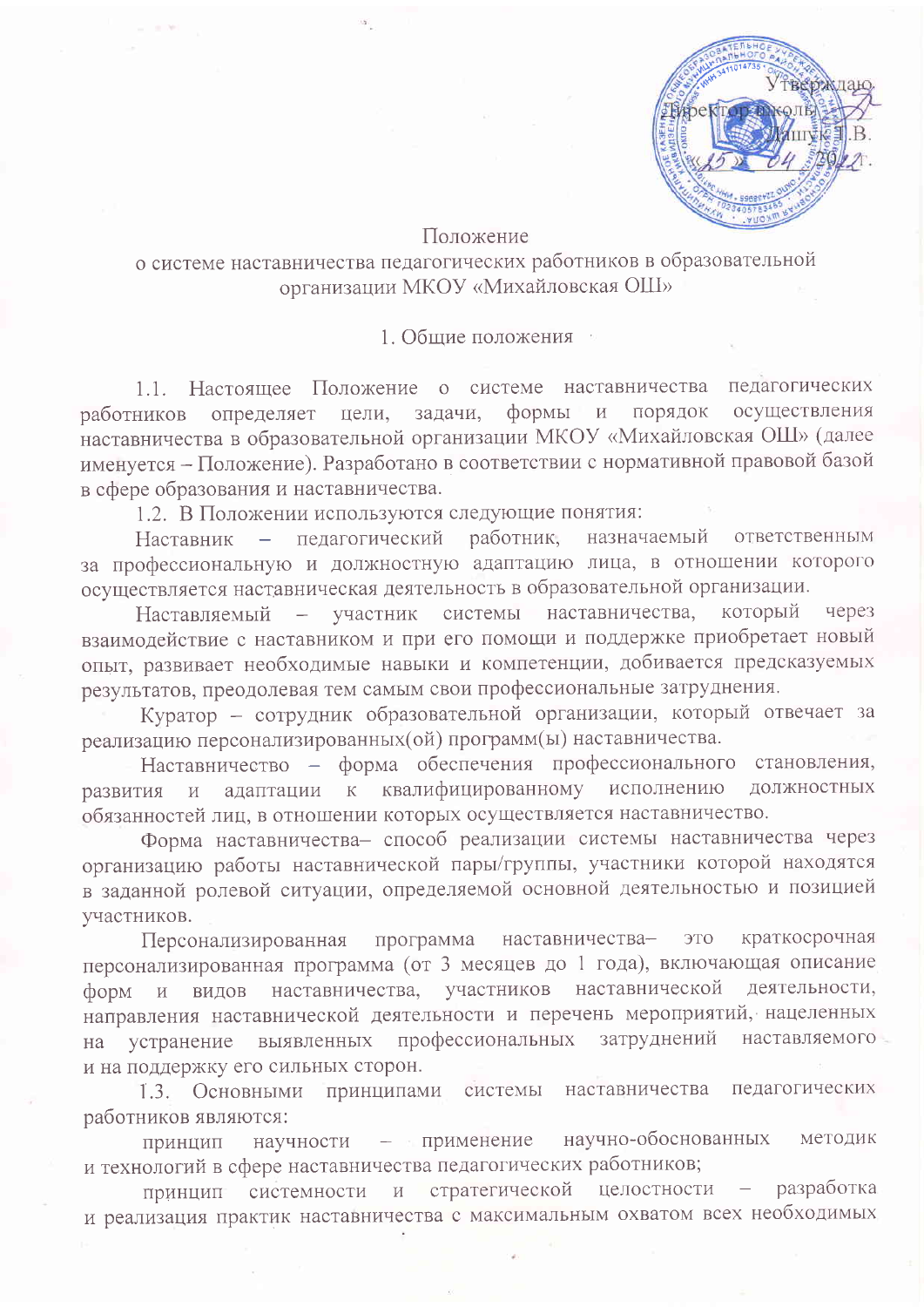Утверждаю
Директор школы
Дашук Т.В.
«15» 04 2022 г.

# Положение
## о системе наставничества педагогических работников в образовательной организации МКОУ «Михайловская ОШ»

### 1. Общие положения

1.1. Настоящее Положение о системе наставничества педагогических работников определяет цели, задачи, формы и порядок осуществления наставничества в образовательной организации МКОУ «Михайловская ОШ» (далее именуется – Положение). Разработано в соответствии с нормативной правовой базой в сфере образования и наставничества.

1.2. В Положении используются следующие понятия:

Наставник – педагогический работник, назначаемый ответственным за профессиональную и должностную адаптацию лица, в отношении которого осуществляется наставническая деятельность в образовательной организации.

Наставляемый – участник системы наставничества, который через взаимодействие с наставником и при его помощи и поддержке приобретает новый опыт, развивает необходимые навыки и компетенции, добивается предсказуемых результатов, преодолевая тем самым свои профессиональные затруднения.

Куратор – сотрудник образовательной организации, который отвечает за реализацию персонализированных(ой) программ(ы) наставничества.

Наставничество – форма обеспечения профессионального становления, развития и адаптации к квалифицированному исполнению должностных обязанностей лиц, в отношении которых осуществляется наставничество.

Форма наставничества– способ реализации системы наставничества через организацию работы наставнической пары/группы, участники которой находятся в заданной ролевой ситуации, определяемой основной деятельностью и позицией участников.

Персонализированная программа наставничества– это краткосрочная персонализированная программа (от 3 месяцев до 1 года), включающая описание форм и видов наставничества, участников наставнической деятельности, направления наставнической деятельности и перечень мероприятий, нацеленных на устранение выявленных профессиональных затруднений наставляемого и на поддержку его сильных сторон.

1.3. Основными принципами системы наставничества педагогических работников являются:

принцип научности – применение научно-обоснованных методик и технологий в сфере наставничества педагогических работников;

принцип системности и стратегической целостности – разработка и реализация практик наставничества с максимальным охватом всех необходимых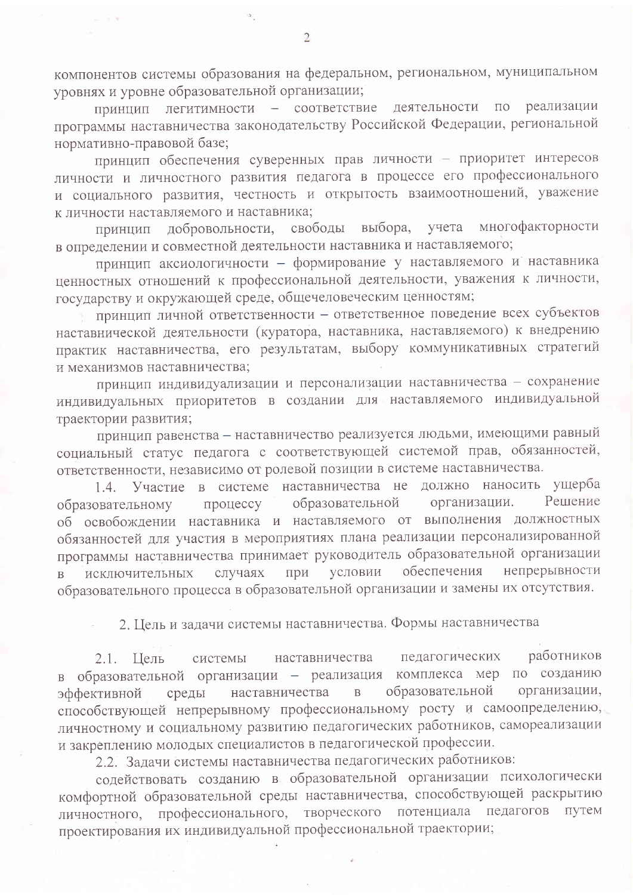компонентов системы образования на федеральном, региональном, муниципальном уровнях и уровне образовательной организации;

принцип легитимности – соответствие деятельности по реализации программы наставничества законодательству Российской Федерации, региональной нормативно-правовой базе;

принцип обеспечения суверенных прав личности – приоритет интересов личности и личностного развития педагога в процессе его профессионального и социального развития, честность и открытость взаимоотношений, уважение к личности наставляемого и наставника;

принцип добровольности, свободы выбора, учета многофакторности в определении и совместной деятельности наставника и наставляемого;

принцип аксиологичности – формирование у наставляемого и наставника ценностных отношений к профессиональной деятельности, уважения к личности, государству и окружающей среде, общечеловеческим ценностям;

принцип личной ответственности – ответственное поведение всех субъектов наставнической деятельности (куратора, наставника, наставляемого) к внедрению практик наставничества, его результатам, выбору коммуникативных стратегий и механизмов наставничества;

принцип индивидуализации и персонализации наставничества – сохранение индивидуальных приоритетов в создании для наставляемого индивидуальной траектории развития;

принцип равенства – наставничество реализуется людьми, имеющими равный социальный статус педагога с соответствующей системой прав, обязанностей, ответственности, независимо от ролевой позиции в системе наставничества.

1.4. Участие в системе наставничества не должно наносить ущерба образовательному процессу образовательной организации. Решение об освобождении наставника и наставляемого от выполнения должностных обязанностей для участия в мероприятиях плана реализации персонализированной программы наставничества принимает руководитель образовательной организации в исключительных случаях при условии обеспечения непрерывности образовательного процесса в образовательной организации и замены их отсутствия.

## 2. Цель и задачи системы наставничества. Формы наставничества

2.1. Цель системы наставничества педагогических работников в образовательной организации – реализация комплекса мер по созданию эффективной среды наставничества в образовательной организации, способствующей непрерывному профессиональному росту и самоопределению, личностному и социальному развитию педагогических работников, самореализации и закреплению молодых специалистов в педагогической профессии.

2.2. Задачи системы наставничества педагогических работников:

содействовать созданию в образовательной организации психологически комфортной образовательной среды наставничества, способствующей раскрытию личностного, профессионального, творческого потенциала педагогов путем проектирования их индивидуальной профессиональной траектории;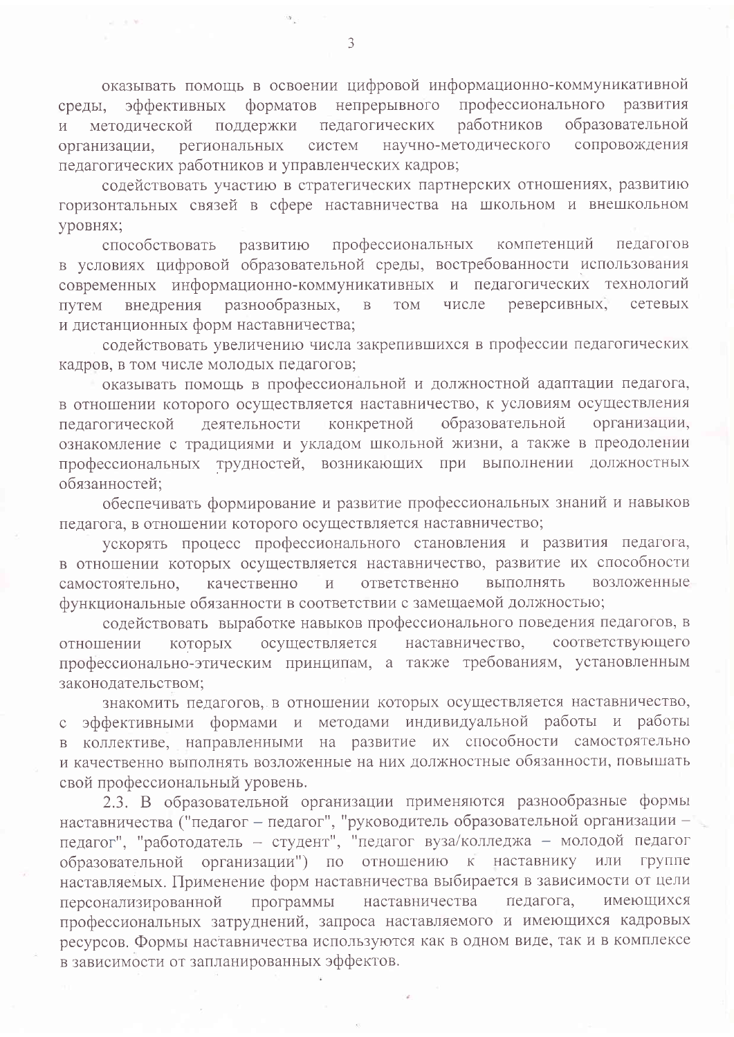оказывать помощь в освоении цифровой информационно-коммуникативной среды, эффективных форматов непрерывного профессионального развития и методической поддержки педагогических работников образовательной организации, региональных систем научно-методического сопровождения педагогических работников и управленческих кадров;

содействовать участию в стратегических партнерских отношениях, развитию горизонтальных связей в сфере наставничества на школьном и внешкольном уровнях;

способствовать развитию профессиональных компетенций педагогов в условиях цифровой образовательной среды, востребованности использования современных информационно-коммуникативных и педагогических технологий путем внедрения разнообразных, в том числе реверсивных, сетевых и дистанционных форм наставничества;

содействовать увеличению числа закрепившихся в профессии педагогических кадров, в том числе молодых педагогов;

оказывать помощь в профессиональной и должностной адаптации педагога, в отношении которого осуществляется наставничество, к условиям осуществления педагогической деятельности конкретной образовательной организации, ознакомление с традициями и укладом школьной жизни, а также в преодолении профессиональных трудностей, возникающих при выполнении должностных обязанностей;

обеспечивать формирование и развитие профессиональных знаний и навыков педагога, в отношении которого осуществляется наставничество;

ускорять процесс профессионального становления и развития педагога, в отношении которых осуществляется наставничество, развитие их способности самостоятельно, качественно и ответственно выполнять возложенные функциональные обязанности в соответствии с замещаемой должностью;

содействовать выработке навыков профессионального поведения педагогов, в отношении которых осуществляется наставничество, соответствующего профессионально-этическим принципам, а также требованиям, установленным законодательством;

знакомить педагогов, в отношении которых осуществляется наставничество, с эффективными формами и методами индивидуальной работы и работы в коллективе, направленными на развитие их способности самостоятельно и качественно выполнять возложенные на них должностные обязанности, повышать свой профессиональный уровень.

2.3. В образовательной организации применяются разнообразные формы наставничества ("педагог – педагог", "руководитель образовательной организации – педагог", "работодатель – студент", "педагог вуза/колледжа – молодой педагог образовательной организации") по отношению к наставнику или группе наставляемых. Применение форм наставничества выбирается в зависимости от цели персонализированной программы наставничества педагога, имеющихся профессиональных затруднений, запроса наставляемого и имеющихся кадровых ресурсов. Формы наставничества используются как в одном виде, так и в комплексе в зависимости от запланированных эффектов.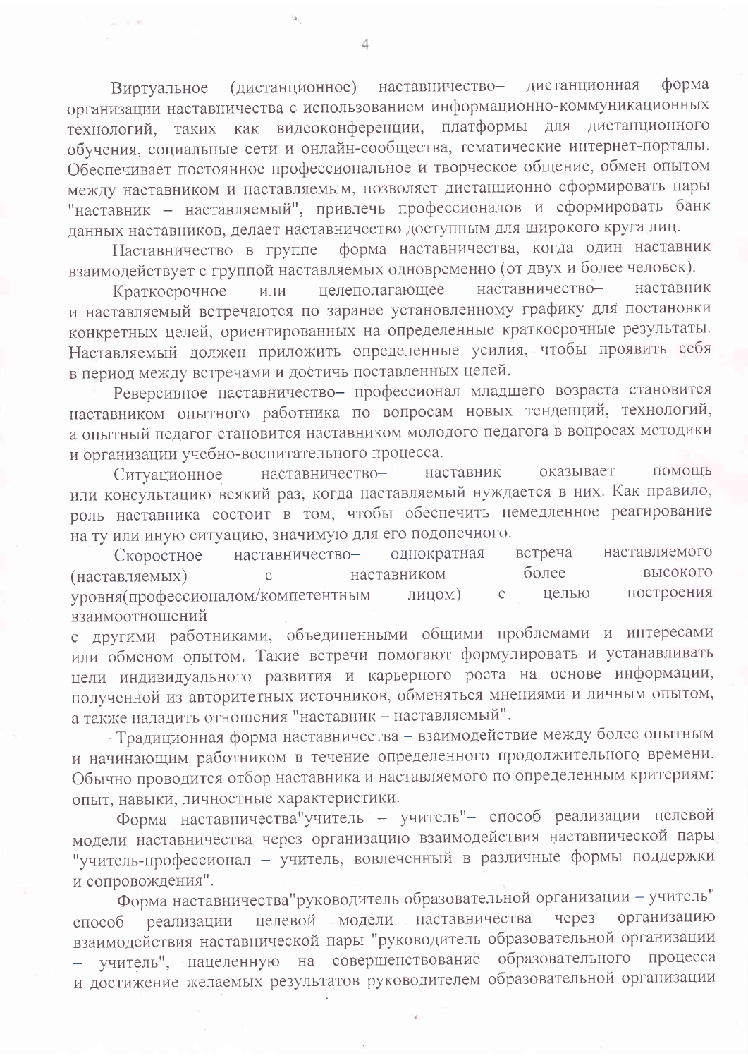Виртуальное (дистанционное) наставничество– дистанционная форма организации наставничества с использованием информационно-коммуникационных технологий, таких как видеоконференции, платформы для дистанционного обучения, социальные сети и онлайн-сообщества, тематические интернет-порталы. Обеспечивает постоянное профессиональное и творческое общение, обмен опытом между наставником и наставляемым, позволяет дистанционно сформировать пары "наставник – наставляемый", привлечь профессионалов и сформировать банк данных наставников, делает наставничество доступным для широкого круга лиц.

Наставничество в группе– форма наставничества, когда один наставник взаимодействует с группой наставляемых одновременно (от двух и более человек).

Краткосрочное или целеполагающее наставничество– наставник и наставляемый встречаются по заранее установленному графику для постановки конкретных целей, ориентированных на определенные краткосрочные результаты. Наставляемый должен приложить определенные усилия, чтобы проявить себя в период между встречами и достичь поставленных целей.

Реверсивное наставничество– профессионал младшего возраста становится наставником опытного работника по вопросам новых тенденций, технологий, а опытный педагог становится наставником молодого педагога в вопросах методики и организации учебно-воспитательного процесса.

Ситуационное наставничество– наставник оказывает помощь или консультацию всякий раз, когда наставляемый нуждается в них. Как правило, роль наставника состоит в том, чтобы обеспечить немедленное реагирование на ту или иную ситуацию, значимую для его подопечного.

Скоростное наставничество– однократная встреча наставляемого (наставляемых) с наставником более высокого уровня(профессионалом/компетентным лицом) с целью построения взаимоотношений с другими работниками, объединенными общими проблемами и интересами или обменом опытом. Такие встречи помогают формулировать и устанавливать цели индивидуального развития и карьерного роста на основе информации, полученной из авторитетных источников, обменяться мнениями и личным опытом, а также наладить отношения "наставник – наставляемый".

Традиционная форма наставничества – взаимодействие между более опытным и начинающим работником в течение определенного продолжительного времени. Обычно проводится отбор наставника и наставляемого по определенным критериям: опыт, навыки, личностные характеристики.

Форма наставничества"учитель – учитель"– способ реализации целевой модели наставничества через организацию взаимодействия наставнической пары "учитель-профессионал – учитель, вовлеченный в различные формы поддержки и сопровождения".

Форма наставничества"руководитель образовательной организации – учитель" способ реализации целевой модели наставничества через организацию взаимодействия наставнической пары "руководитель образовательной организации – учитель", нацеленную на совершенствование образовательного процесса и достижение желаемых результатов руководителем образовательной организации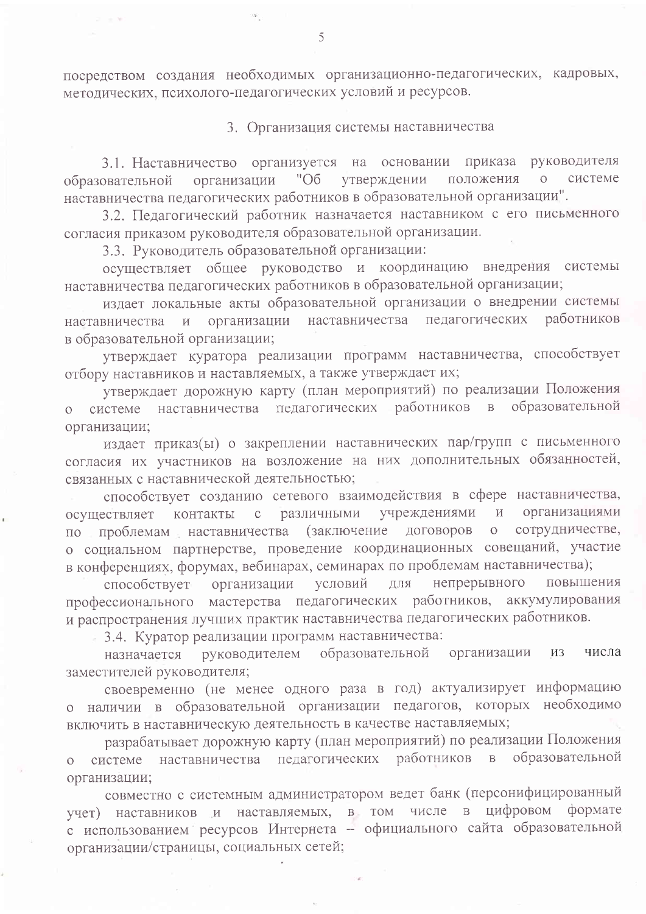посредством создания необходимых организационно-педагогических, кадровых, методических, психолого-педагогических условий и ресурсов.

## 3. Организация системы наставничества

3.1. Наставничество организуется на основании приказа руководителя образовательной организации "Об утверждении положения о системе наставничества педагогических работников в образовательной организации".

3.2. Педагогический работник назначается наставником с его письменного согласия приказом руководителя образовательной организации.

3.3. Руководитель образовательной организации:

осуществляет общее руководство и координацию внедрения системы наставничества педагогических работников в образовательной организации;

издает локальные акты образовательной организации о внедрении системы наставничества и организации наставничества педагогических работников в образовательной организации;

утверждает куратора реализации программ наставничества, способствует отбору наставников и наставляемых, а также утверждает их;

утверждает дорожную карту (план мероприятий) по реализации Положения о системе наставничества педагогических работников в образовательной организации;

издает приказ(ы) о закреплении наставнических пар/групп с письменного согласия их участников на возложение на них дополнительных обязанностей, связанных с наставнической деятельностью;

способствует созданию сетевого взаимодействия в сфере наставничества, осуществляет контакты с различными учреждениями и организациями по проблемам наставничества (заключение договоров о сотрудничестве, о социальном партнерстве, проведение координационных совещаний, участие в конференциях, форумах, вебинарах, семинарах по проблемам наставничества);

способствует организации условий для непрерывного повышения профессионального мастерства педагогических работников, аккумулирования и распространения лучших практик наставничества педагогических работников.

3.4. Куратор реализации программ наставничества:

назначается руководителем образовательной организации из числа заместителей руководителя;

своевременно (не менее одного раза в год) актуализирует информацию о наличии в образовательной организации педагогов, которых необходимо включить в наставническую деятельность в качестве наставляемых;

разрабатывает дорожную карту (план мероприятий) по реализации Положения о системе наставничества педагогических работников в образовательной организации;

совместно с системным администратором ведет банк (персонифицированный учет) наставников и наставляемых, в том числе в цифровом формате с использованием ресурсов Интернета – официального сайта образовательной организации/страницы, социальных сетей;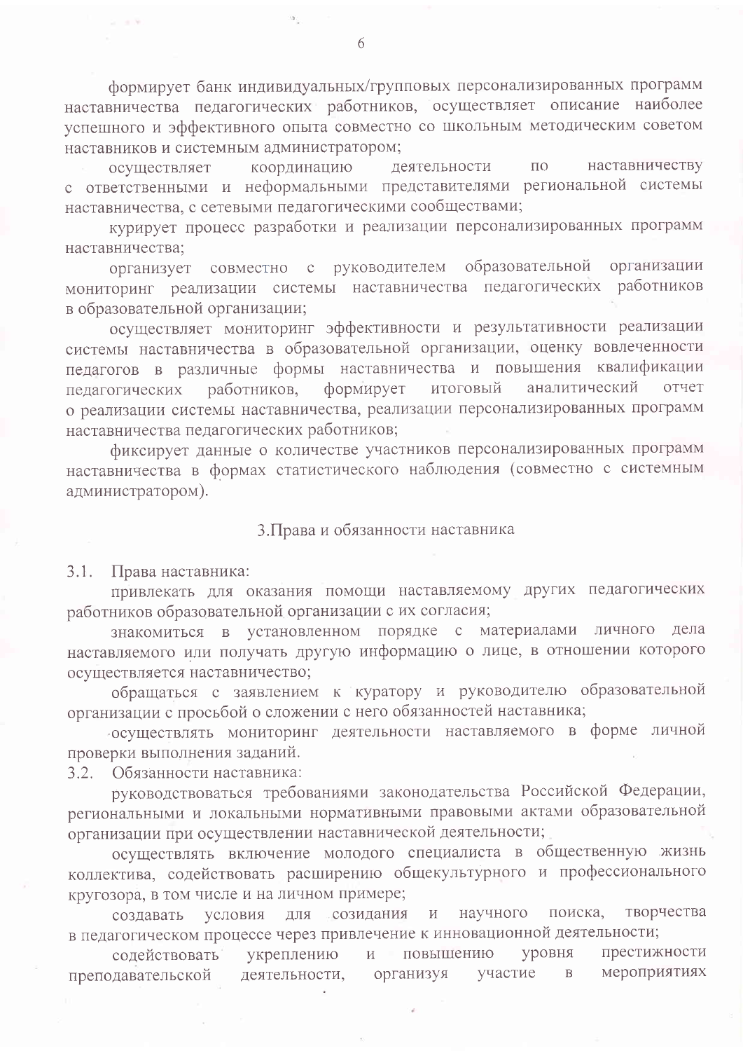формирует банк индивидуальных/групповых персонализированных программ наставничества педагогических работников, осуществляет описание наиболее успешного и эффективного опыта совместно со школьным методическим советом наставников и системным администратором;

осуществляет координацию деятельности по наставничеству с ответственными и неформальными представителями региональной системы наставничества, с сетевыми педагогическими сообществами;

курирует процесс разработки и реализации персонализированных программ наставничества;

организует совместно с руководителем образовательной организации мониторинг реализации системы наставничества педагогических работников в образовательной организации;

осуществляет мониторинг эффективности и результативности реализации системы наставничества в образовательной организации, оценку вовлеченности педагогов в различные формы наставничества и повышения квалификации педагогических работников, формирует итоговый аналитический отчет о реализации системы наставничества, реализации персонализированных программ наставничества педагогических работников;

фиксирует данные о количестве участников персонализированных программ наставничества в формах статистического наблюдения (совместно с системным администратором).

## 3.Права и обязанности наставника

3.1. Права наставника:

привлекать для оказания помощи наставляемому других педагогических работников образовательной организации с их согласия;

знакомиться в установленном порядке с материалами личного дела наставляемого или получать другую информацию о лице, в отношении которого осуществляется наставничество;

обращаться с заявлением к куратору и руководителю образовательной организации с просьбой о сложении с него обязанностей наставника;

осуществлять мониторинг деятельности наставляемого в форме личной проверки выполнения заданий.

3.2. Обязанности наставника:

руководствоваться требованиями законодательства Российской Федерации, региональными и локальными нормативными правовыми актами образовательной организации при осуществлении наставнической деятельности;

осуществлять включение молодого специалиста в общественную жизнь коллектива, содействовать расширению общекультурного и профессионального кругозора, в том числе и на личном примере;

создавать условия для созидания и научного поиска, творчества в педагогическом процессе через привлечение к инновационной деятельности;

содействовать укреплению и повышению уровня престижности преподавательской деятельности, организуя участие в мероприятиях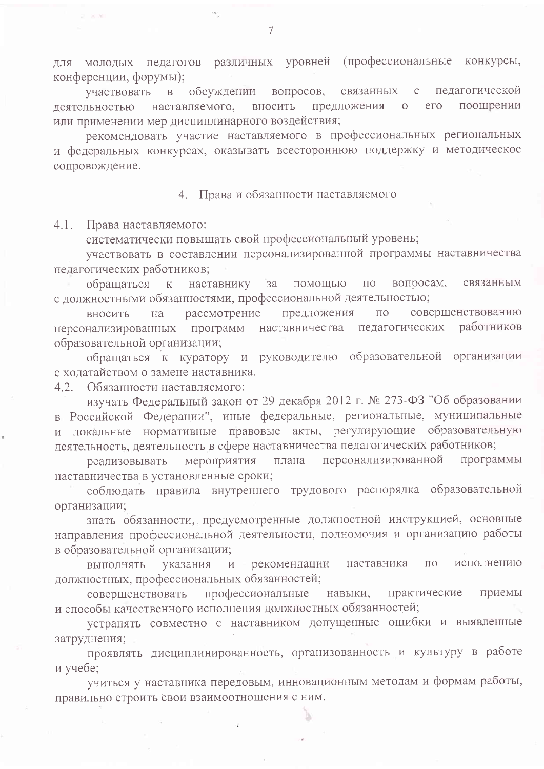для молодых педагогов различных уровней (профессиональные конкурсы, конференции, форумы);

участвовать в обсуждении вопросов, связанных с педагогической деятельностью наставляемого, вносить предложения о его поощрении или применении мер дисциплинарного воздействия;

рекомендовать участие наставляемого в профессиональных региональных и федеральных конкурсах, оказывать всестороннюю поддержку и методическое сопровождение.

## 4. Права и обязанности наставляемого

4.1. Права наставляемого:

систематически повышать свой профессиональный уровень;

участвовать в составлении персонализированной программы наставничества педагогических работников;

обращаться к наставнику за помощью по вопросам, связанным с должностными обязанностями, профессиональной деятельностью;

вносить на рассмотрение предложения по совершенствованию персонализированных программ наставничества педагогических работников образовательной организации;

обращаться к куратору и руководителю образовательной организации с ходатайством о замене наставника.

4.2. Обязанности наставляемого:

изучать Федеральный закон от 29 декабря 2012 г. № 273-ФЗ "Об образовании в Российской Федерации", иные федеральные, региональные, муниципальные и локальные нормативные правовые акты, регулирующие образовательную деятельность, деятельность в сфере наставничества педагогических работников;

реализовывать мероприятия плана персонализированной программы наставничества в установленные сроки;

соблюдать правила внутреннего трудового распорядка образовательной организации;

знать обязанности, предусмотренные должностной инструкцией, основные направления профессиональной деятельности, полномочия и организацию работы в образовательной организации;

выполнять указания и рекомендации наставника по исполнению должностных, профессиональных обязанностей;

совершенствовать профессиональные навыки, практические приемы и способы качественного исполнения должностных обязанностей;

устранять совместно с наставником допущенные ошибки и выявленные затруднения;

проявлять дисциплинированность, организованность и культуру в работе и учебе;

учиться у наставника передовым, инновационным методам и формам работы, правильно строить свои взаимоотношения с ним.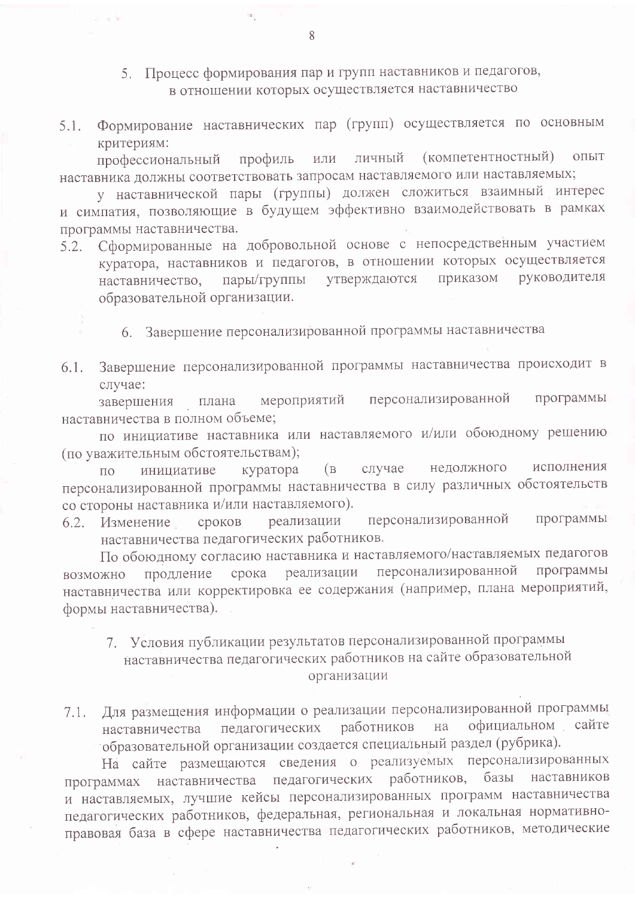## 5. Процесс формирования пар и групп наставников и педагогов, в отношении которых осуществляется наставничество

5.1. Формирование наставнических пар (групп) осуществляется по основным критериям:

профессиональный профиль или личный (компетентностный) опыт наставника должны соответствовать запросам наставляемого или наставляемых;

у наставнической пары (группы) должен сложиться взаимный интерес и симпатия, позволяющие в будущем эффективно взаимодействовать в рамках программы наставничества.

5.2. Сформированные на добровольной основе с непосредственным участием куратора, наставников и педагогов, в отношении которых осуществляется наставничество, пары/группы утверждаются приказом руководителя образовательной организации.

## 6. Завершение персонализированной программы наставничества

6.1. Завершение персонализированной программы наставничества происходит в случае:

завершения плана мероприятий персонализированной программы наставничества в полном объеме;

по инициативе наставника или наставляемого и/или обоюдному решению (по уважительным обстоятельствам);

по инициативе куратора (в случае недолжного исполнения персонализированной программы наставничества в силу различных обстоятельств со стороны наставника и/или наставляемого).

6.2. Изменение сроков реализации персонализированной программы наставничества педагогических работников.

По обоюдному согласию наставника и наставляемого/наставляемых педагогов возможно продление срока реализации персонализированной программы наставничества или корректировка ее содержания (например, плана мероприятий, формы наставничества).

## 7. Условия публикации результатов персонализированной программы наставничества педагогических работников на сайте образовательной организации

7.1. Для размещения информации о реализации персонализированной программы наставничества педагогических работников на официальном сайте образовательной организации создается специальный раздел (рубрика).

На сайте размещаются сведения о реализуемых персонализированных программах наставничества педагогических работников, базы наставников и наставляемых, лучшие кейсы персонализированных программ наставничества педагогических работников, федеральная, региональная и локальная нормативно-правовая база в сфере наставничества педагогических работников, методические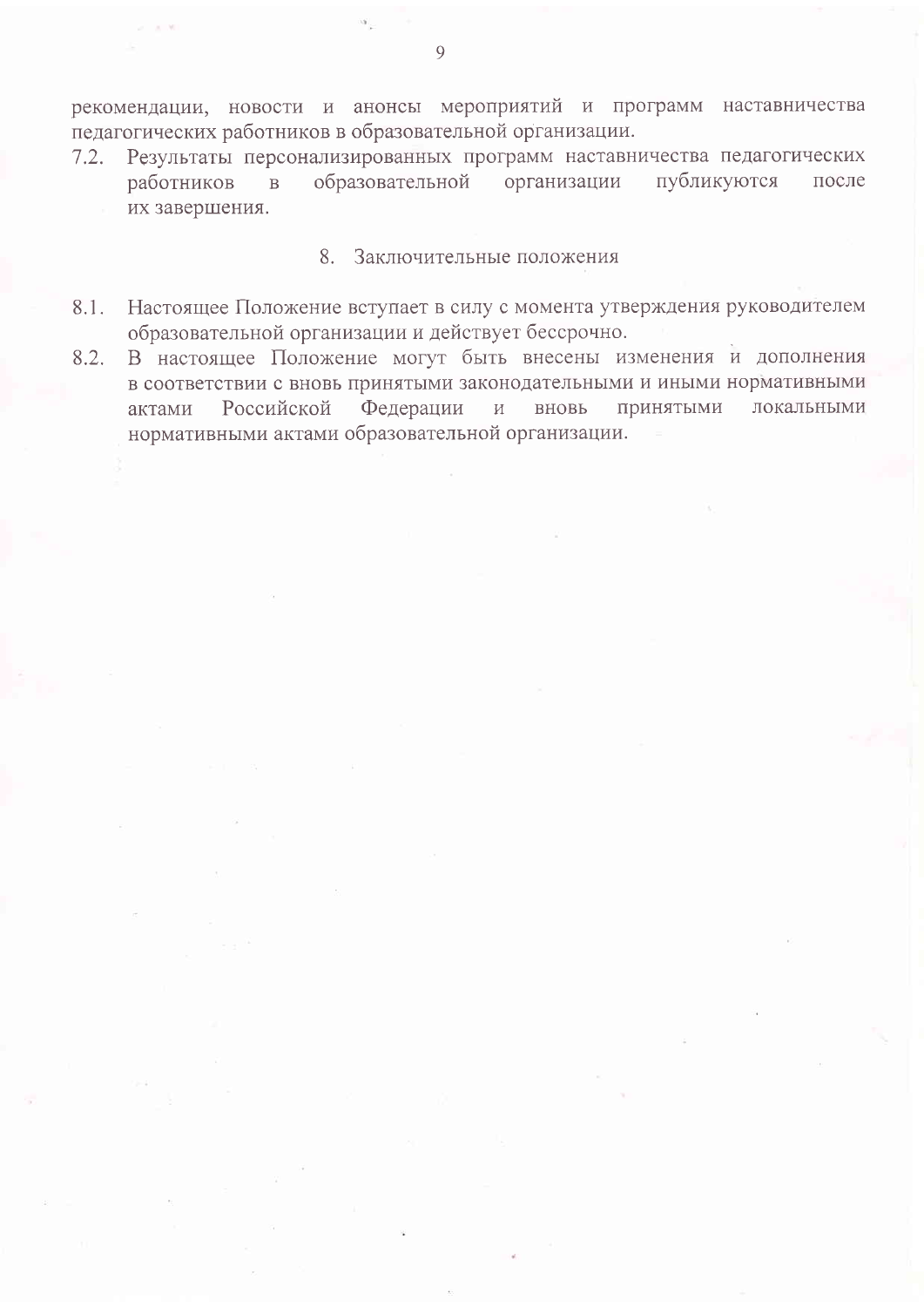рекомендации, новости и анонсы мероприятий и программ наставничества педагогических работников в образовательной организации.

7.2. Результаты персонализированных программ наставничества педагогических работников в образовательной организации публикуются после их завершения.

## 8. Заключительные положения

8.1. Настоящее Положение вступает в силу с момента утверждения руководителем образовательной организации и действует бессрочно.

8.2. В настоящее Положение могут быть внесены изменения и дополнения в соответствии с вновь принятыми законодательными и иными нормативными актами Российской Федерации и вновь принятыми локальными нормативными актами образовательной организации.